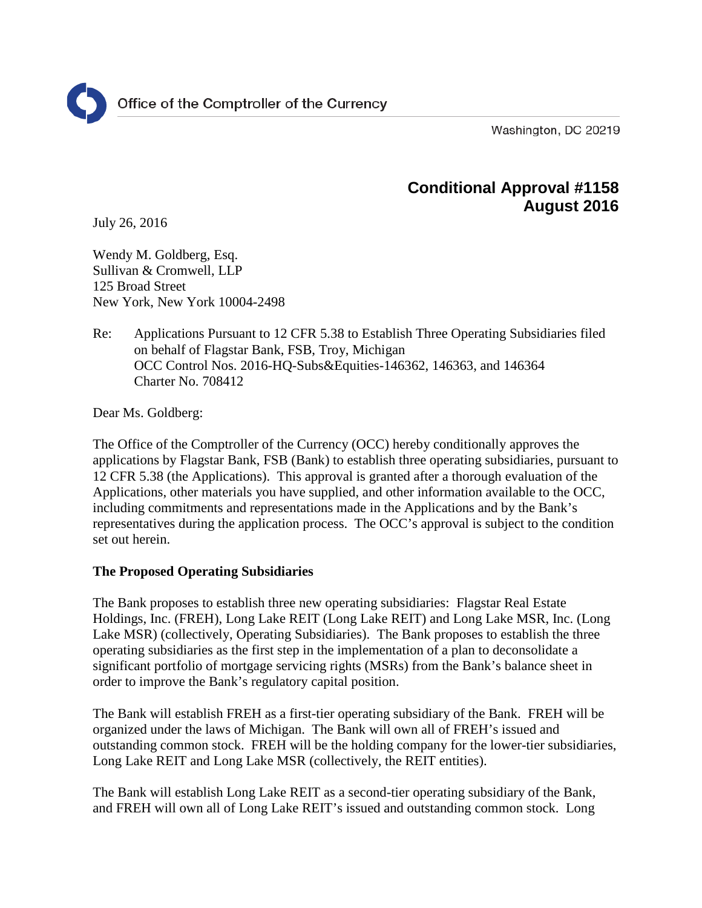Office of the Comptroller of the Currency

Washington, DC 20219

**Conditional Approval #1158**
**August 2016**

July 26, 2016

Wendy M. Goldberg, Esq.
Sullivan & Cromwell, LLP
125 Broad Street
New York, New York 10004-2498

Re: Applications Pursuant to 12 CFR 5.38 to Establish Three Operating Subsidiaries filed on behalf of Flagstar Bank, FSB, Troy, Michigan
OCC Control Nos. 2016-HQ-Subs&Equities-146362, 146363, and 146364
Charter No. 708412

Dear Ms. Goldberg:

The Office of the Comptroller of the Currency (OCC) hereby conditionally approves the applications by Flagstar Bank, FSB (Bank) to establish three operating subsidiaries, pursuant to 12 CFR 5.38 (the Applications). This approval is granted after a thorough evaluation of the Applications, other materials you have supplied, and other information available to the OCC, including commitments and representations made in the Applications and by the Bank's representatives during the application process. The OCC's approval is subject to the condition set out herein.

**The Proposed Operating Subsidiaries**

The Bank proposes to establish three new operating subsidiaries: Flagstar Real Estate Holdings, Inc. (FREH), Long Lake REIT (Long Lake REIT) and Long Lake MSR, Inc. (Long Lake MSR) (collectively, Operating Subsidiaries). The Bank proposes to establish the three operating subsidiaries as the first step in the implementation of a plan to deconsolidate a significant portfolio of mortgage servicing rights (MSRs) from the Bank's balance sheet in order to improve the Bank's regulatory capital position.

The Bank will establish FREH as a first-tier operating subsidiary of the Bank. FREH will be organized under the laws of Michigan. The Bank will own all of FREH's issued and outstanding common stock. FREH will be the holding company for the lower-tier subsidiaries, Long Lake REIT and Long Lake MSR (collectively, the REIT entities).

The Bank will establish Long Lake REIT as a second-tier operating subsidiary of the Bank, and FREH will own all of Long Lake REIT's issued and outstanding common stock. Long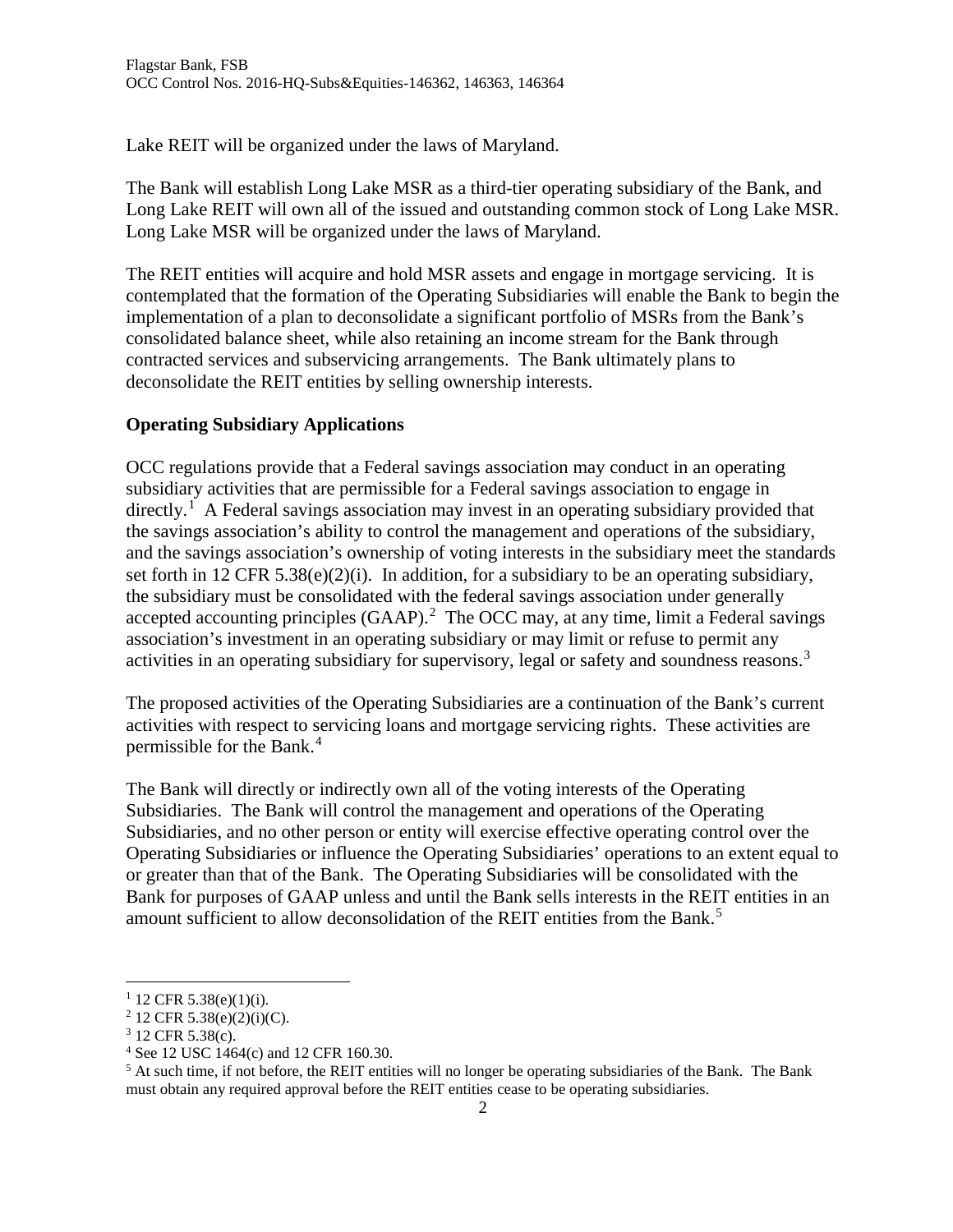Lake REIT will be organized under the laws of Maryland.

The Bank will establish Long Lake MSR as a third-tier operating subsidiary of the Bank, and Long Lake REIT will own all of the issued and outstanding common stock of Long Lake MSR. Long Lake MSR will be organized under the laws of Maryland.

The REIT entities will acquire and hold MSR assets and engage in mortgage servicing. It is contemplated that the formation of the Operating Subsidiaries will enable the Bank to begin the implementation of a plan to deconsolidate a significant portfolio of MSRs from the Bank's consolidated balance sheet, while also retaining an income stream for the Bank through contracted services and subservicing arrangements. The Bank ultimately plans to deconsolidate the REIT entities by selling ownership interests.

**Operating Subsidiary Applications**

OCC regulations provide that a Federal savings association may conduct in an operating subsidiary activities that are permissible for a Federal savings association to engage in directly.[1] A Federal savings association may invest in an operating subsidiary provided that the savings association's ability to control the management and operations of the subsidiary, and the savings association's ownership of voting interests in the subsidiary meet the standards set forth in 12 CFR 5.38(e)(2)(i). In addition, for a subsidiary to be an operating subsidiary, the subsidiary must be consolidated with the federal savings association under generally accepted accounting principles (GAAP).[2] The OCC may, at any time, limit a Federal savings association's investment in an operating subsidiary or may limit or refuse to permit any activities in an operating subsidiary for supervisory, legal or safety and soundness reasons.[3]

The proposed activities of the Operating Subsidiaries are a continuation of the Bank's current activities with respect to servicing loans and mortgage servicing rights. These activities are permissible for the Bank.[4]

The Bank will directly or indirectly own all of the voting interests of the Operating Subsidiaries. The Bank will control the management and operations of the Operating Subsidiaries, and no other person or entity will exercise effective operating control over the Operating Subsidiaries or influence the Operating Subsidiaries' operations to an extent equal to or greater than that of the Bank. The Operating Subsidiaries will be consolidated with the Bank for purposes of GAAP unless and until the Bank sells interests in the REIT entities in an amount sufficient to allow deconsolidation of the REIT entities from the Bank.[5]

---

[1] 12 CFR 5.38(e)(1)(i).

[2] 12 CFR 5.38(e)(2)(i)(C).

[3] 12 CFR 5.38(c).

[4] See 12 USC 1464(c) and 12 CFR 160.30.

[5] At such time, if not before, the REIT entities will no longer be operating subsidiaries of the Bank. The Bank must obtain any required approval before the REIT entities cease to be operating subsidiaries.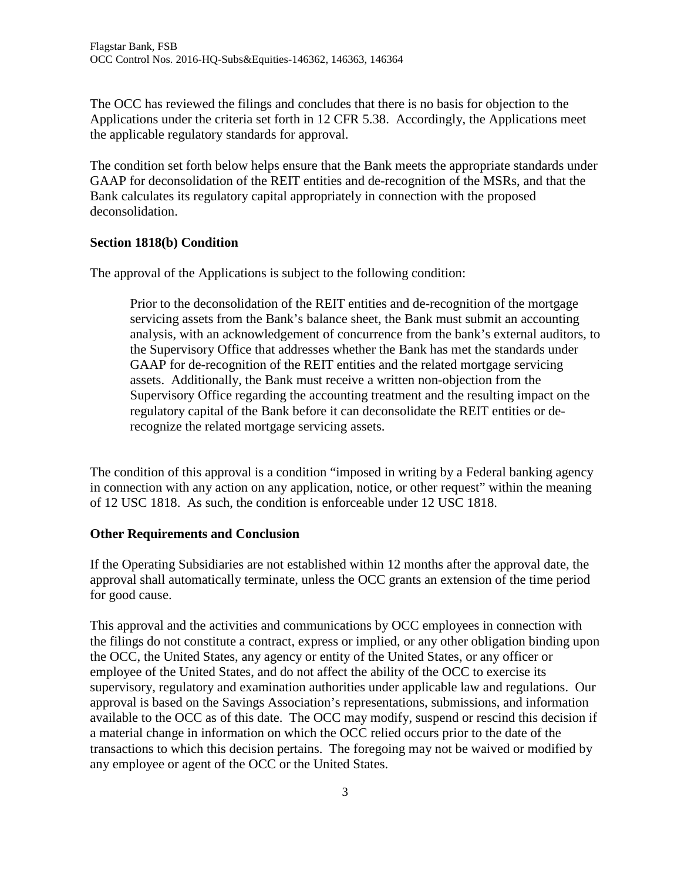The OCC has reviewed the filings and concludes that there is no basis for objection to the Applications under the criteria set forth in 12 CFR 5.38. Accordingly, the Applications meet the applicable regulatory standards for approval.

The condition set forth below helps ensure that the Bank meets the appropriate standards under GAAP for deconsolidation of the REIT entities and de-recognition of the MSRs, and that the Bank calculates its regulatory capital appropriately in connection with the proposed deconsolidation.

**Section 1818(b) Condition**

The approval of the Applications is subject to the following condition:

> Prior to the deconsolidation of the REIT entities and de-recognition of the mortgage servicing assets from the Bank's balance sheet, the Bank must submit an accounting analysis, with an acknowledgement of concurrence from the bank's external auditors, to the Supervisory Office that addresses whether the Bank has met the standards under GAAP for de-recognition of the REIT entities and the related mortgage servicing assets. Additionally, the Bank must receive a written non-objection from the Supervisory Office regarding the accounting treatment and the resulting impact on the regulatory capital of the Bank before it can deconsolidate the REIT entities or de-recognize the related mortgage servicing assets.

The condition of this approval is a condition "imposed in writing by a Federal banking agency in connection with any action on any application, notice, or other request" within the meaning of 12 USC 1818. As such, the condition is enforceable under 12 USC 1818.

**Other Requirements and Conclusion**

If the Operating Subsidiaries are not established within 12 months after the approval date, the approval shall automatically terminate, unless the OCC grants an extension of the time period for good cause.

This approval and the activities and communications by OCC employees in connection with the filings do not constitute a contract, express or implied, or any other obligation binding upon the OCC, the United States, any agency or entity of the United States, or any officer or employee of the United States, and do not affect the ability of the OCC to exercise its supervisory, regulatory and examination authorities under applicable law and regulations. Our approval is based on the Savings Association's representations, submissions, and information available to the OCC as of this date. The OCC may modify, suspend or rescind this decision if a material change in information on which the OCC relied occurs prior to the date of the transactions to which this decision pertains. The foregoing may not be waived or modified by any employee or agent of the OCC or the United States.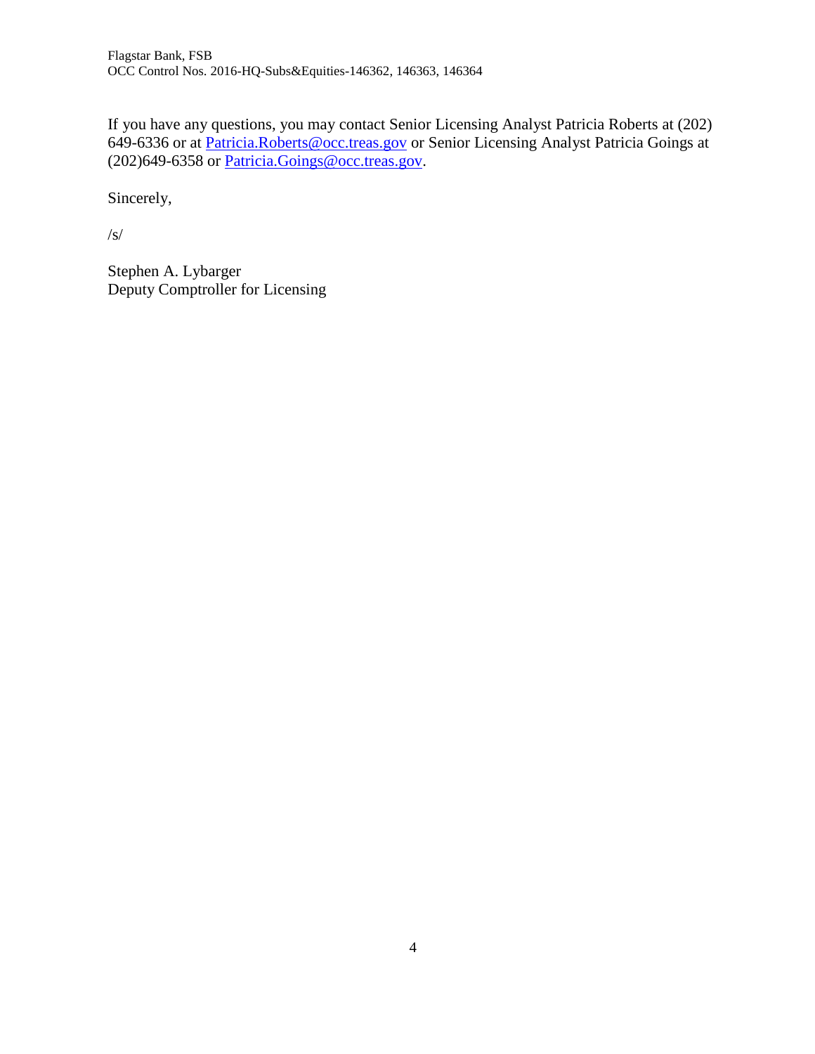If you have any questions, you may contact Senior Licensing Analyst Patricia Roberts at (202) 649-6336 or at Patricia.Roberts@occ.treas.gov or Senior Licensing Analyst Patricia Goings at (202)649-6358 or Patricia.Goings@occ.treas.gov.

Sincerely,

/s/

Stephen A. Lybarger
Deputy Comptroller for Licensing